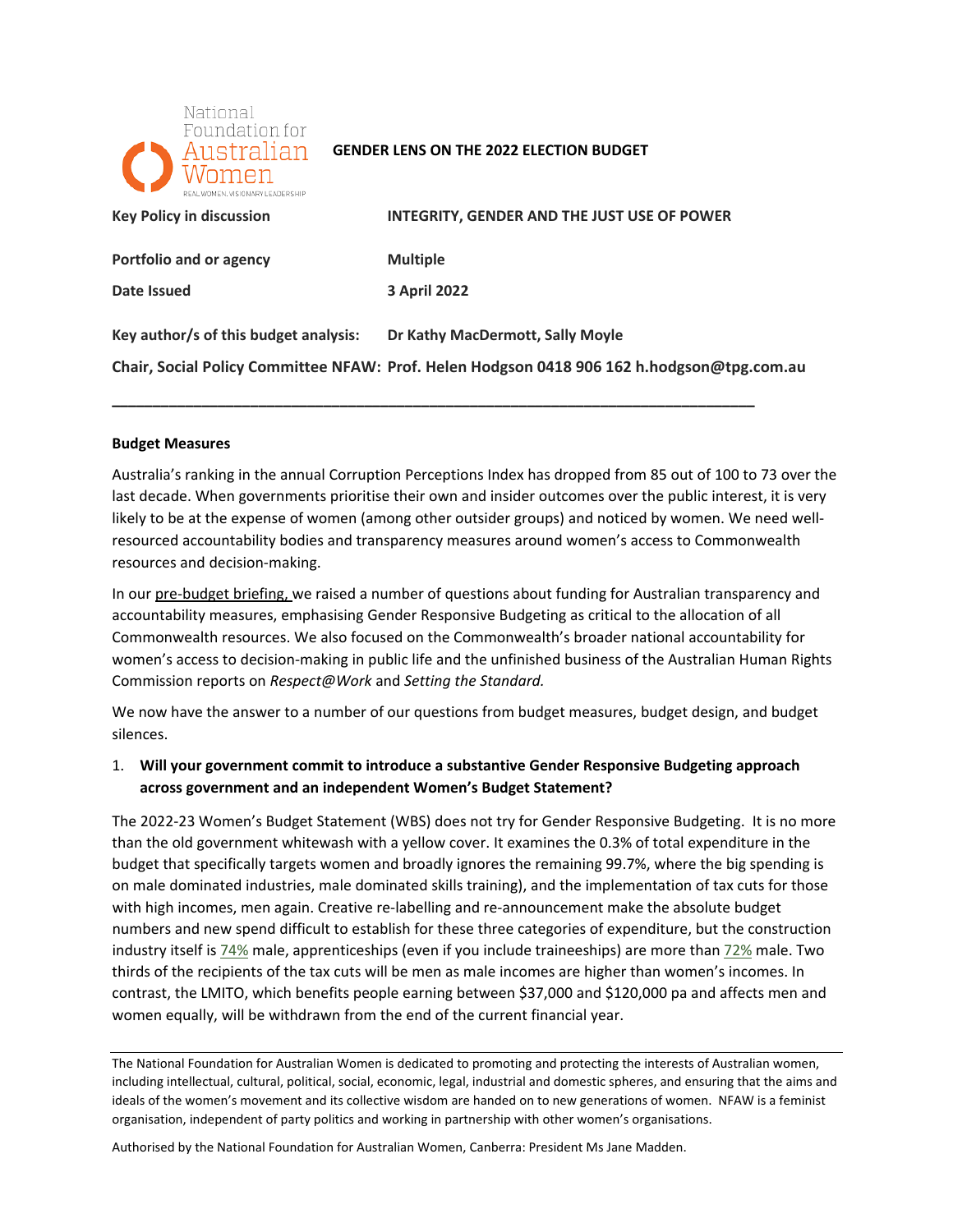National Foundation for Australian Women
REAL WOMEN, VISIONARY LEADERSHIP

**GENDER LENS ON THE 2022 ELECTION BUDGET**

| | |
|---|---|
| **Key Policy in discussion** | **INTEGRITY, GENDER AND THE JUST USE OF POWER** |
| **Portfolio and or agency** | **Multiple** |
| **Date Issued** | **3 April 2022** |
| **Key author/s of this budget analysis:** | **Dr Kathy MacDermott, Sally Moyle** |
| **Chair, Social Policy Committee NFAW:** | **Prof. Helen Hodgson 0418 906 162 h.hodgson@tpg.com.au** |

---

**Budget Measures**

Australia's ranking in the annual Corruption Perceptions Index has dropped from 85 out of 100 to 73 over the last decade. When governments prioritise their own and insider outcomes over the public interest, it is very likely to be at the expense of women (among other outsider groups) and noticed by women. We need well-resourced accountability bodies and transparency measures around women's access to Commonwealth resources and decision-making.

In our pre-budget briefing, we raised a number of questions about funding for Australian transparency and accountability measures, emphasising Gender Responsive Budgeting as critical to the allocation of all Commonwealth resources. We also focused on the Commonwealth's broader national accountability for women's access to decision-making in public life and the unfinished business of the Australian Human Rights Commission reports on *Respect@Work* and *Setting the Standard.*

We now have the answer to a number of our questions from budget measures, budget design, and budget silences.

1. **Will your government commit to introduce a substantive Gender Responsive Budgeting approach across government and an independent Women's Budget Statement?**

The 2022-23 Women's Budget Statement (WBS) does not try for Gender Responsive Budgeting. It is no more than the old government whitewash with a yellow cover. It examines the 0.3% of total expenditure in the budget that specifically targets women and broadly ignores the remaining 99.7%, where the big spending is on male dominated industries, male dominated skills training), and the implementation of tax cuts for those with high incomes, men again. Creative re-labelling and re-announcement make the absolute budget numbers and new spend difficult to establish for these three categories of expenditure, but the construction industry itself is 74% male, apprenticeships (even if you include traineeships) are more than 72% male. Two thirds of the recipients of the tax cuts will be men as male incomes are higher than women's incomes. In contrast, the LMITO, which benefits people earning between $37,000 and $120,000 pa and affects men and women equally, will be withdrawn from the end of the current financial year.

---

The National Foundation for Australian Women is dedicated to promoting and protecting the interests of Australian women, including intellectual, cultural, political, social, economic, legal, industrial and domestic spheres, and ensuring that the aims and ideals of the women's movement and its collective wisdom are handed on to new generations of women. NFAW is a feminist organisation, independent of party politics and working in partnership with other women's organisations.

Authorised by the National Foundation for Australian Women, Canberra: President Ms Jane Madden.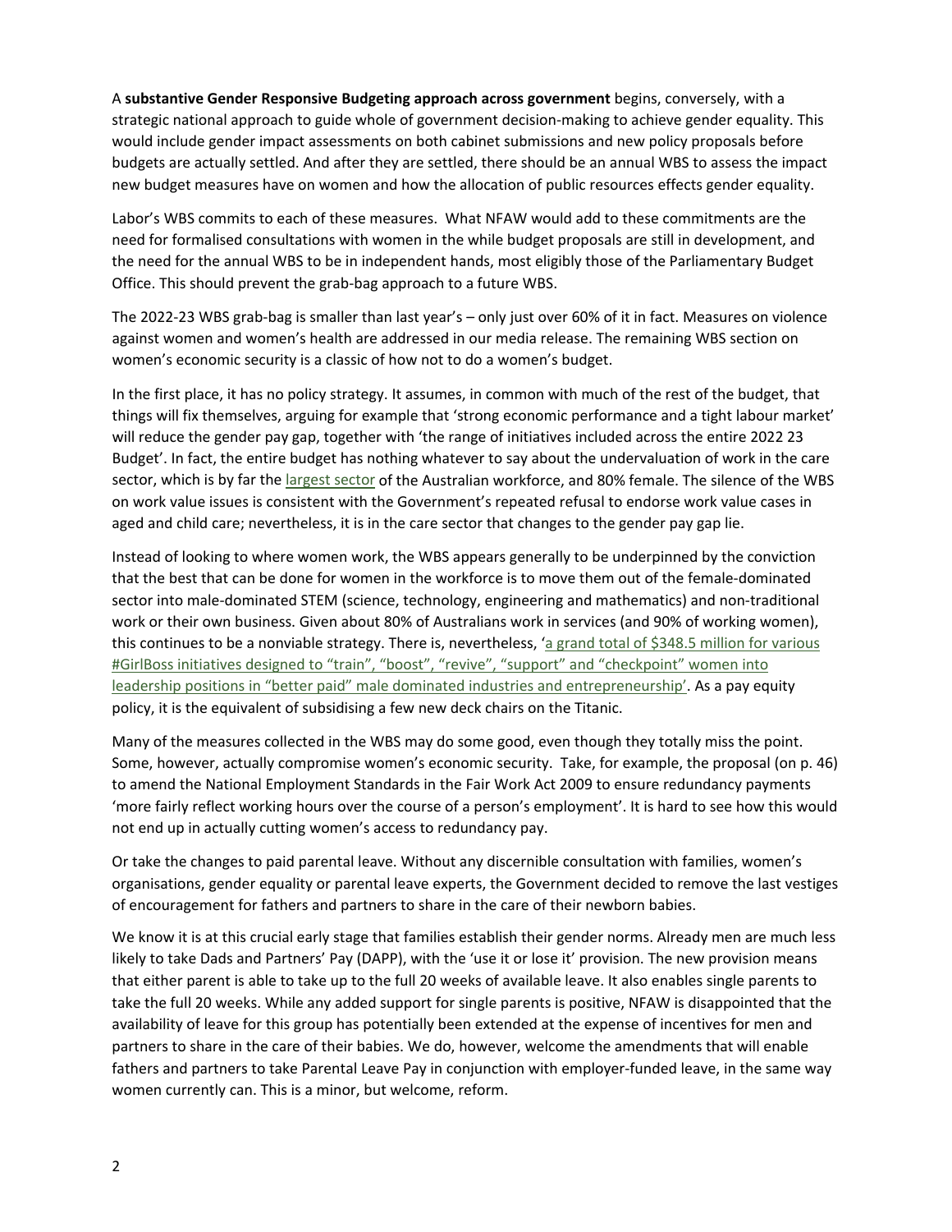A **substantive Gender Responsive Budgeting approach across government** begins, conversely, with a strategic national approach to guide whole of government decision-making to achieve gender equality. This would include gender impact assessments on both cabinet submissions and new policy proposals before budgets are actually settled. And after they are settled, there should be an annual WBS to assess the impact new budget measures have on women and how the allocation of public resources effects gender equality.

Labor's WBS commits to each of these measures. What NFAW would add to these commitments are the need for formalised consultations with women in the while budget proposals are still in development, and the need for the annual WBS to be in independent hands, most eligibly those of the Parliamentary Budget Office. This should prevent the grab-bag approach to a future WBS.

The 2022-23 WBS grab-bag is smaller than last year's – only just over 60% of it in fact. Measures on violence against women and women's health are addressed in our media release. The remaining WBS section on women's economic security is a classic of how not to do a women's budget.

In the first place, it has no policy strategy. It assumes, in common with much of the rest of the budget, that things will fix themselves, arguing for example that 'strong economic performance and a tight labour market' will reduce the gender pay gap, together with 'the range of initiatives included across the entire 2022 23 Budget'. In fact, the entire budget has nothing whatever to say about the undervaluation of work in the care sector, which is by far the largest sector of the Australian workforce, and 80% female. The silence of the WBS on work value issues is consistent with the Government's repeated refusal to endorse work value cases in aged and child care; nevertheless, it is in the care sector that changes to the gender pay gap lie.

Instead of looking to where women work, the WBS appears generally to be underpinned by the conviction that the best that can be done for women in the workforce is to move them out of the female-dominated sector into male-dominated STEM (science, technology, engineering and mathematics) and non-traditional work or their own business. Given about 80% of Australians work in services (and 90% of working women), this continues to be a nonviable strategy. There is, nevertheless, 'a grand total of $348.5 million for various #GirlBoss initiatives designed to "train", "boost", "revive", "support" and "checkpoint" women into leadership positions in "better paid" male dominated industries and entrepreneurship'. As a pay equity policy, it is the equivalent of subsidising a few new deck chairs on the Titanic.

Many of the measures collected in the WBS may do some good, even though they totally miss the point. Some, however, actually compromise women's economic security. Take, for example, the proposal (on p. 46) to amend the National Employment Standards in the Fair Work Act 2009 to ensure redundancy payments 'more fairly reflect working hours over the course of a person's employment'. It is hard to see how this would not end up in actually cutting women's access to redundancy pay.

Or take the changes to paid parental leave. Without any discernible consultation with families, women's organisations, gender equality or parental leave experts, the Government decided to remove the last vestiges of encouragement for fathers and partners to share in the care of their newborn babies.

We know it is at this crucial early stage that families establish their gender norms. Already men are much less likely to take Dads and Partners' Pay (DAPP), with the 'use it or lose it' provision. The new provision means that either parent is able to take up to the full 20 weeks of available leave. It also enables single parents to take the full 20 weeks. While any added support for single parents is positive, NFAW is disappointed that the availability of leave for this group has potentially been extended at the expense of incentives for men and partners to share in the care of their babies. We do, however, welcome the amendments that will enable fathers and partners to take Parental Leave Pay in conjunction with employer-funded leave, in the same way women currently can. This is a minor, but welcome, reform.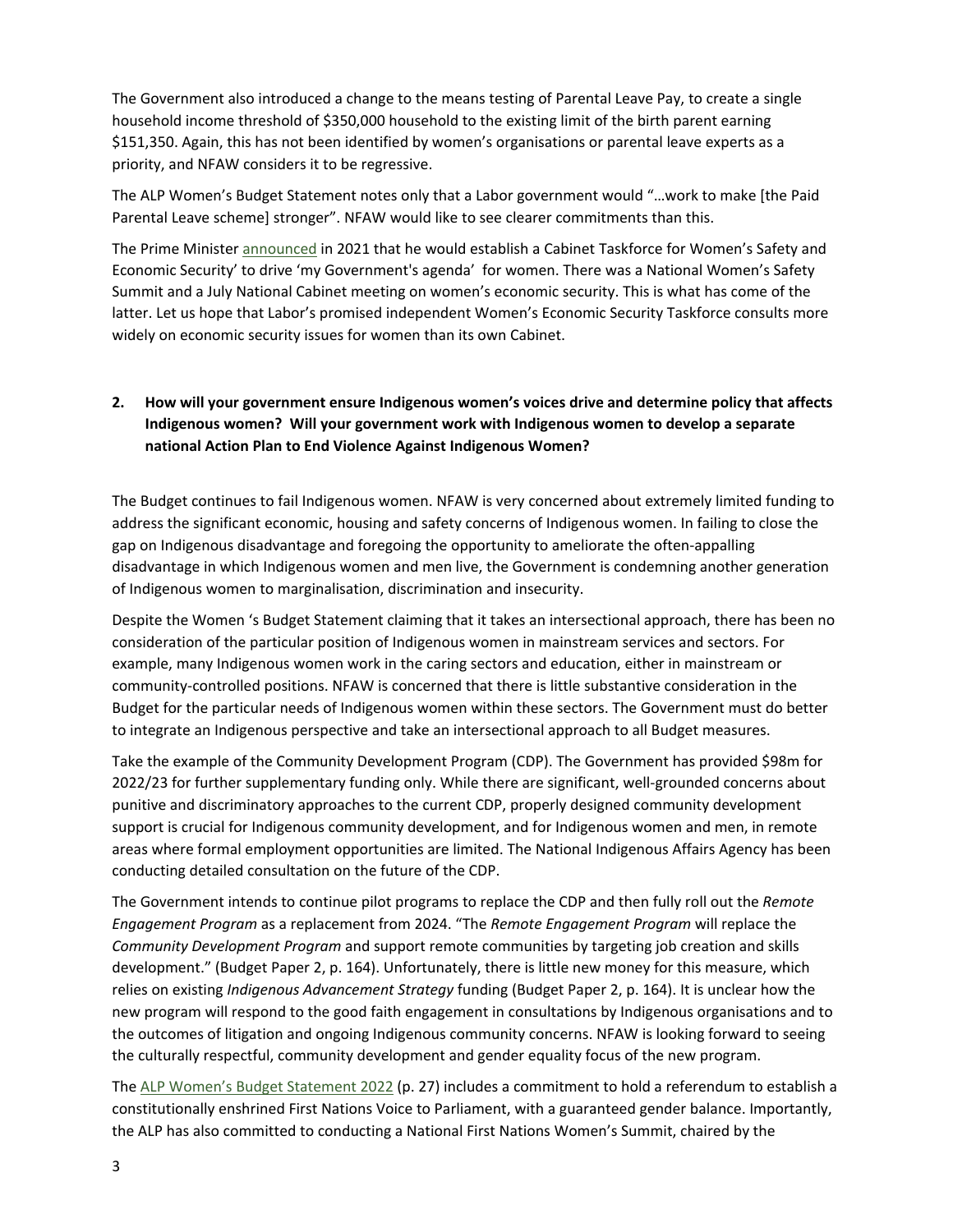The Government also introduced a change to the means testing of Parental Leave Pay, to create a single household income threshold of $350,000 household to the existing limit of the birth parent earning $151,350. Again, this has not been identified by women's organisations or parental leave experts as a priority, and NFAW considers it to be regressive.

The ALP Women's Budget Statement notes only that a Labor government would "…work to make [the Paid Parental Leave scheme] stronger". NFAW would like to see clearer commitments than this.

The Prime Minister announced in 2021 that he would establish a Cabinet Taskforce for Women's Safety and Economic Security' to drive 'my Government's agenda' for women. There was a National Women's Safety Summit and a July National Cabinet meeting on women's economic security. This is what has come of the latter. Let us hope that Labor's promised independent Women's Economic Security Taskforce consults more widely on economic security issues for women than its own Cabinet.

**2. How will your government ensure Indigenous women's voices drive and determine policy that affects Indigenous women? Will your government work with Indigenous women to develop a separate national Action Plan to End Violence Against Indigenous Women?**

The Budget continues to fail Indigenous women. NFAW is very concerned about extremely limited funding to address the significant economic, housing and safety concerns of Indigenous women. In failing to close the gap on Indigenous disadvantage and foregoing the opportunity to ameliorate the often-appalling disadvantage in which Indigenous women and men live, the Government is condemning another generation of Indigenous women to marginalisation, discrimination and insecurity.

Despite the Women 's Budget Statement claiming that it takes an intersectional approach, there has been no consideration of the particular position of Indigenous women in mainstream services and sectors. For example, many Indigenous women work in the caring sectors and education, either in mainstream or community-controlled positions. NFAW is concerned that there is little substantive consideration in the Budget for the particular needs of Indigenous women within these sectors. The Government must do better to integrate an Indigenous perspective and take an intersectional approach to all Budget measures.

Take the example of the Community Development Program (CDP). The Government has provided $98m for 2022/23 for further supplementary funding only. While there are significant, well-grounded concerns about punitive and discriminatory approaches to the current CDP, properly designed community development support is crucial for Indigenous community development, and for Indigenous women and men, in remote areas where formal employment opportunities are limited. The National Indigenous Affairs Agency has been conducting detailed consultation on the future of the CDP.

The Government intends to continue pilot programs to replace the CDP and then fully roll out the *Remote Engagement Program* as a replacement from 2024. "The *Remote Engagement Program* will replace the *Community Development Program* and support remote communities by targeting job creation and skills development." (Budget Paper 2, p. 164). Unfortunately, there is little new money for this measure, which relies on existing *Indigenous Advancement Strategy* funding (Budget Paper 2, p. 164). It is unclear how the new program will respond to the good faith engagement in consultations by Indigenous organisations and to the outcomes of litigation and ongoing Indigenous community concerns. NFAW is looking forward to seeing the culturally respectful, community development and gender equality focus of the new program.

The ALP Women's Budget Statement 2022 (p. 27) includes a commitment to hold a referendum to establish a constitutionally enshrined First Nations Voice to Parliament, with a guaranteed gender balance. Importantly, the ALP has also committed to conducting a National First Nations Women's Summit, chaired by the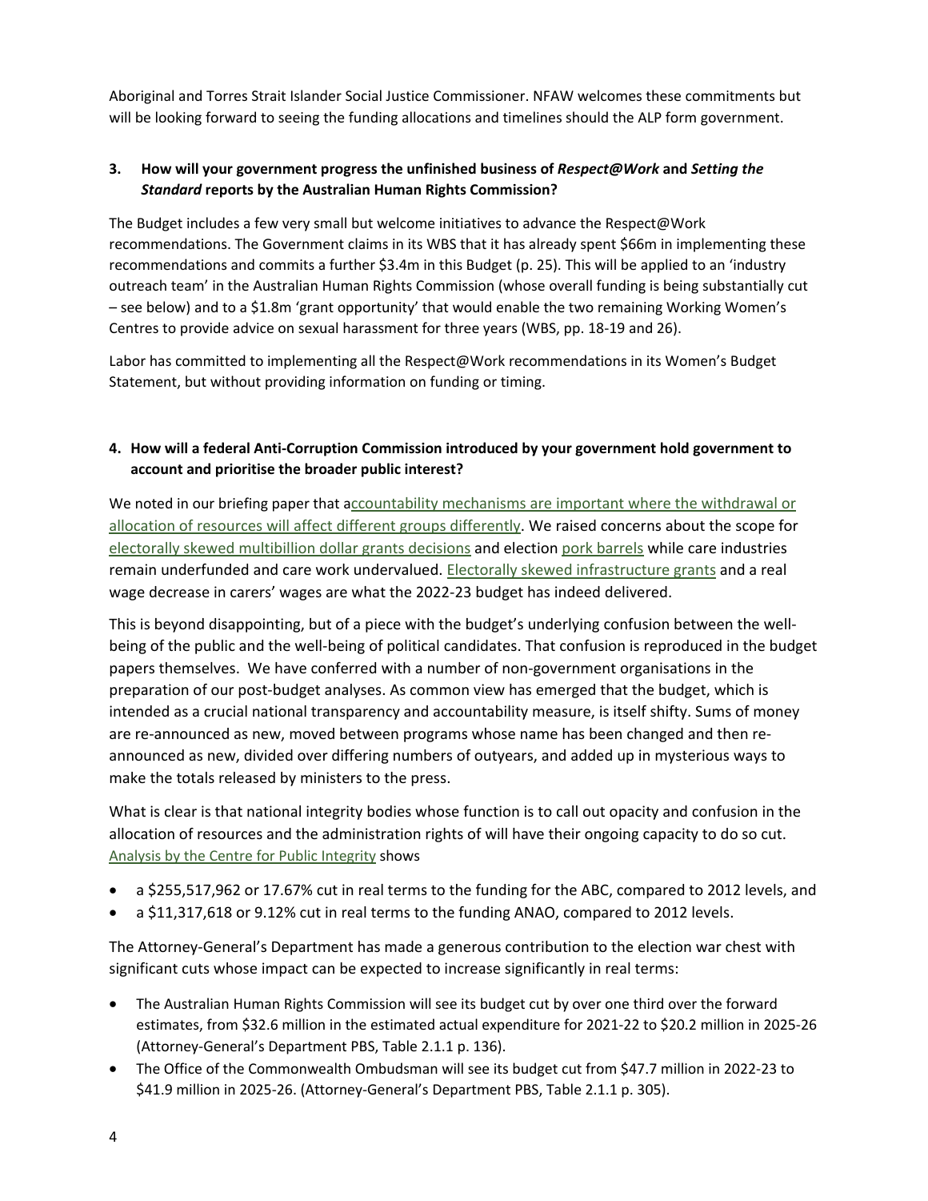Aboriginal and Torres Strait Islander Social Justice Commissioner. NFAW welcomes these commitments but will be looking forward to seeing the funding allocations and timelines should the ALP form government.

**3. How will your government progress the unfinished business of *Respect@Work* and *Setting the Standard* reports by the Australian Human Rights Commission?**

The Budget includes a few very small but welcome initiatives to advance the Respect@Work recommendations. The Government claims in its WBS that it has already spent $66m in implementing these recommendations and commits a further $3.4m in this Budget (p. 25). This will be applied to an 'industry outreach team' in the Australian Human Rights Commission (whose overall funding is being substantially cut – see below) and to a $1.8m 'grant opportunity' that would enable the two remaining Working Women's Centres to provide advice on sexual harassment for three years (WBS, pp. 18-19 and 26).

Labor has committed to implementing all the Respect@Work recommendations in its Women's Budget Statement, but without providing information on funding or timing.

**4. How will a federal Anti-Corruption Commission introduced by your government hold government to account and prioritise the broader public interest?**

We noted in our briefing paper that accountability mechanisms are important where the withdrawal or allocation of resources will affect different groups differently. We raised concerns about the scope for electorally skewed multibillion dollar grants decisions and election pork barrels while care industries remain underfunded and care work undervalued. Electorally skewed infrastructure grants and a real wage decrease in carers' wages are what the 2022-23 budget has indeed delivered.

This is beyond disappointing, but of a piece with the budget's underlying confusion between the well-being of the public and the well-being of political candidates. That confusion is reproduced in the budget papers themselves. We have conferred with a number of non-government organisations in the preparation of our post-budget analyses. As common view has emerged that the budget, which is intended as a crucial national transparency and accountability measure, is itself shifty. Sums of money are re-announced as new, moved between programs whose name has been changed and then re-announced as new, divided over differing numbers of outyears, and added up in mysterious ways to make the totals released by ministers to the press.

What is clear is that national integrity bodies whose function is to call out opacity and confusion in the allocation of resources and the administration rights of will have their ongoing capacity to do so cut. Analysis by the Centre for Public Integrity shows

- a $255,517,962 or 17.67% cut in real terms to the funding for the ABC, compared to 2012 levels, and
- a $11,317,618 or 9.12% cut in real terms to the funding ANAO, compared to 2012 levels.

The Attorney-General's Department has made a generous contribution to the election war chest with significant cuts whose impact can be expected to increase significantly in real terms:

- The Australian Human Rights Commission will see its budget cut by over one third over the forward estimates, from $32.6 million in the estimated actual expenditure for 2021-22 to $20.2 million in 2025-26 (Attorney-General's Department PBS, Table 2.1.1 p. 136).
- The Office of the Commonwealth Ombudsman will see its budget cut from $47.7 million in 2022-23 to $41.9 million in 2025-26. (Attorney-General's Department PBS, Table 2.1.1 p. 305).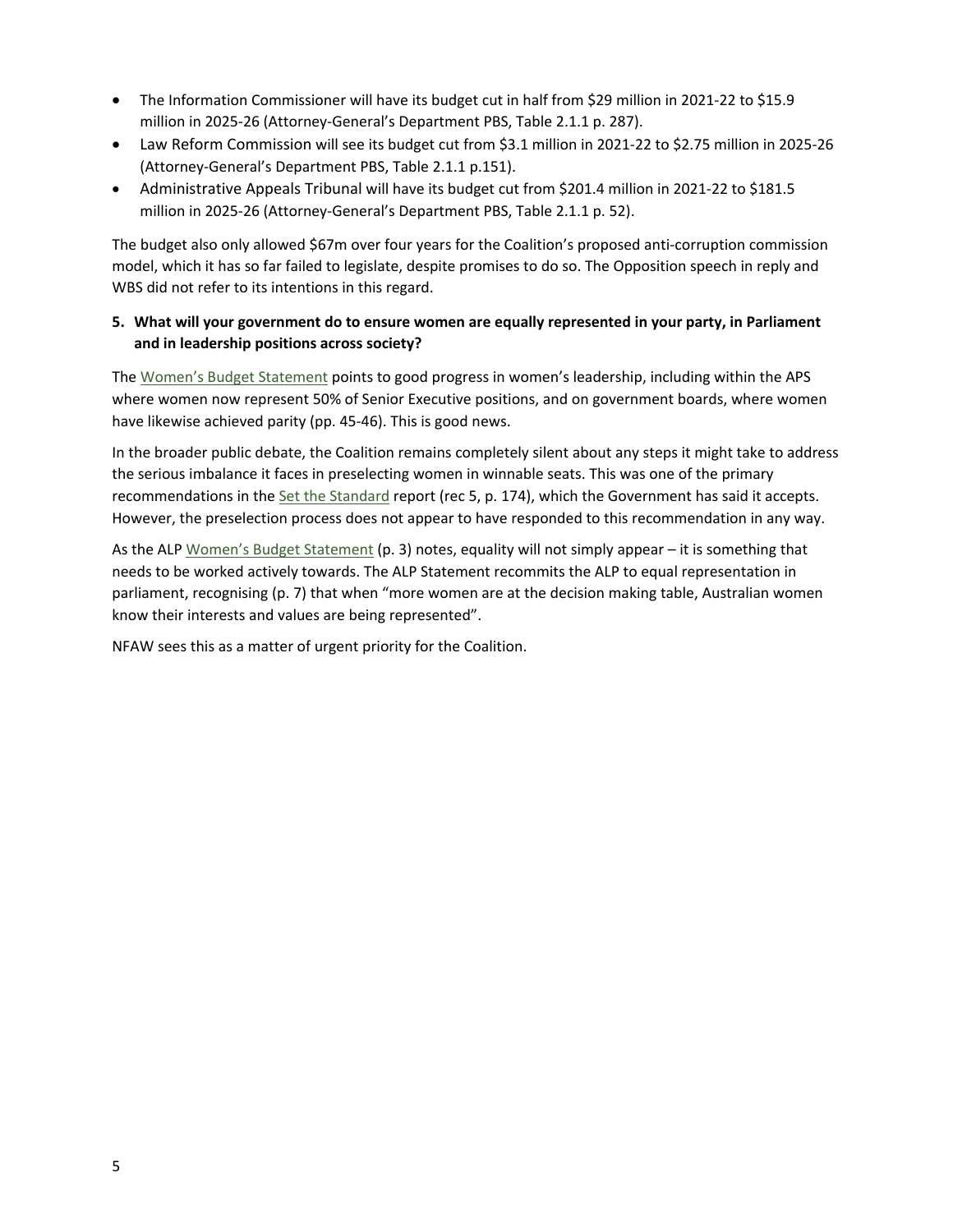- The Information Commissioner will have its budget cut in half from $29 million in 2021-22 to $15.9 million in 2025-26 (Attorney-General's Department PBS, Table 2.1.1 p. 287).
- Law Reform Commission will see its budget cut from $3.1 million in 2021-22 to $2.75 million in 2025-26 (Attorney-General's Department PBS, Table 2.1.1 p.151).
- Administrative Appeals Tribunal will have its budget cut from $201.4 million in 2021-22 to $181.5 million in 2025-26 (Attorney-General's Department PBS, Table 2.1.1 p. 52).

The budget also only allowed $67m over four years for the Coalition's proposed anti-corruption commission model, which it has so far failed to legislate, despite promises to do so. The Opposition speech in reply and WBS did not refer to its intentions in this regard.

**5. What will your government do to ensure women are equally represented in your party, in Parliament and in leadership positions across society?**

The Women's Budget Statement points to good progress in women's leadership, including within the APS where women now represent 50% of Senior Executive positions, and on government boards, where women have likewise achieved parity (pp. 45-46). This is good news.

In the broader public debate, the Coalition remains completely silent about any steps it might take to address the serious imbalance it faces in preselecting women in winnable seats. This was one of the primary recommendations in the Set the Standard report (rec 5, p. 174), which the Government has said it accepts. However, the preselection process does not appear to have responded to this recommendation in any way.

As the ALP Women's Budget Statement (p. 3) notes, equality will not simply appear – it is something that needs to be worked actively towards. The ALP Statement recommits the ALP to equal representation in parliament, recognising (p. 7) that when "more women are at the decision making table, Australian women know their interests and values are being represented".

NFAW sees this as a matter of urgent priority for the Coalition.